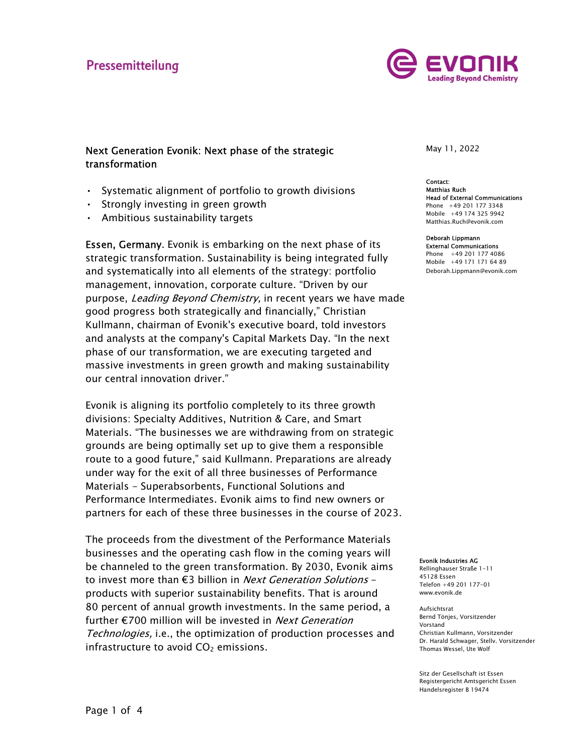Pressemitteilung

# Next Generation Evonik: Next phase of the strategic transformation

- Systematic alignment of portfolio to growth divisions
- Strongly investing in green growth
- Ambitious sustainability targets

May 11, 2022

Contact:
Matthias Ruch
Head of External Communications
Phone +49 201 177 3348
Mobile +49 174 325 9942
Matthias.Ruch@evonik.com

Deborah Lippmann
External Communications
Phone +49 201 177 4086
Mobile +49 171 171 64 89
Deborah.Lippmann@evonik.com

**Essen, Germany.** Evonik is embarking on the next phase of its strategic transformation. Sustainability is being integrated fully and systematically into all elements of the strategy: portfolio management, innovation, corporate culture. “Driven by our purpose, *Leading Beyond Chemistry,* in recent years we have made good progress both strategically and financially,” Christian Kullmann, chairman of Evonik's executive board, told investors and analysts at the company's Capital Markets Day. “In the next phase of our transformation, we are executing targeted and massive investments in green growth and making sustainability our central innovation driver.”

Evonik is aligning its portfolio completely to its three growth divisions: Specialty Additives, Nutrition & Care, and Smart Materials. “The businesses we are withdrawing from on strategic grounds are being optimally set up to give them a responsible route to a good future,” said Kullmann. Preparations are already under way for the exit of all three businesses of Performance Materials – Superabsorbents, Functional Solutions and Performance Intermediates. Evonik aims to find new owners or partners for each of these three businesses in the course of 2023.

The proceeds from the divestment of the Performance Materials businesses and the operating cash flow in the coming years will be channeled to the green transformation. By 2030, Evonik aims to invest more than €3 billion in *Next Generation Solutions* – products with superior sustainability benefits. That is around 80 percent of annual growth investments. In the same period, a further €700 million will be invested in *Next Generation Technologies,* i.e., the optimization of production processes and infrastructure to avoid $CO_2$ emissions.

Evonik Industries AG
Rellinghauser Straße 1-11
45128 Essen
Telefon +49 201 177-01
www.evonik.de

Aufsichtsrat
Bernd Tönjes, Vorsitzender
Vorstand
Christian Kullmann, Vorsitzender
Dr. Harald Schwager, Stellv. Vorsitzender
Thomas Wessel, Ute Wolf

Sitz der Gesellschaft ist Essen
Registergericht Amtsgericht Essen
Handelsregister B 19474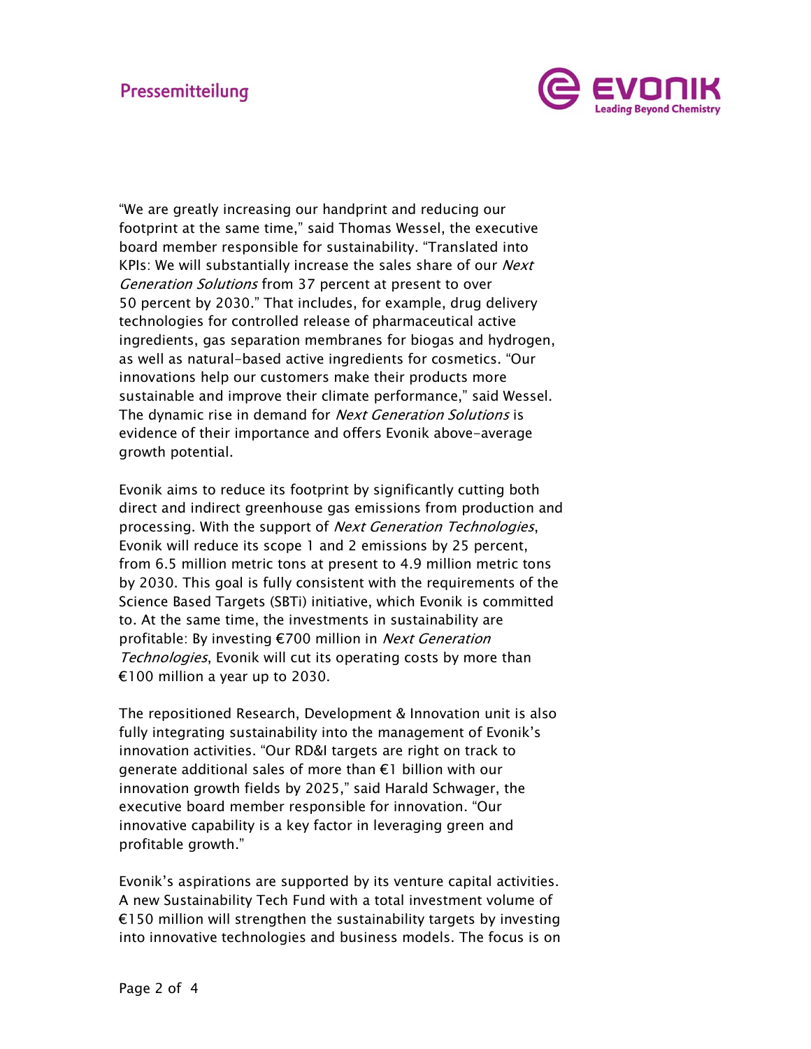“We are greatly increasing our handprint and reducing our footprint at the same time,” said Thomas Wessel, the executive board member responsible for sustainability. “Translated into KPIs: We will substantially increase the sales share of our *Next Generation Solutions* from 37 percent at present to over 50 percent by 2030.” That includes, for example, drug delivery technologies for controlled release of pharmaceutical active ingredients, gas separation membranes for biogas and hydrogen, as well as natural-based active ingredients for cosmetics. “Our innovations help our customers make their products more sustainable and improve their climate performance,” said Wessel. The dynamic rise in demand for *Next Generation Solutions* is evidence of their importance and offers Evonik above-average growth potential.

Evonik aims to reduce its footprint by significantly cutting both direct and indirect greenhouse gas emissions from production and processing. With the support of *Next Generation Technologies*, Evonik will reduce its scope 1 and 2 emissions by 25 percent, from 6.5 million metric tons at present to 4.9 million metric tons by 2030. This goal is fully consistent with the requirements of the Science Based Targets (SBTi) initiative, which Evonik is committed to. At the same time, the investments in sustainability are profitable: By investing €700 million in *Next Generation Technologies*, Evonik will cut its operating costs by more than €100 million a year up to 2030.

The repositioned Research, Development & Innovation unit is also fully integrating sustainability into the management of Evonik’s innovation activities. “Our RD&I targets are right on track to generate additional sales of more than €1 billion with our innovation growth fields by 2025,” said Harald Schwager, the executive board member responsible for innovation. “Our innovative capability is a key factor in leveraging green and profitable growth.”

Evonik’s aspirations are supported by its venture capital activities. A new Sustainability Tech Fund with a total investment volume of €150 million will strengthen the sustainability targets by investing into innovative technologies and business models. The focus is on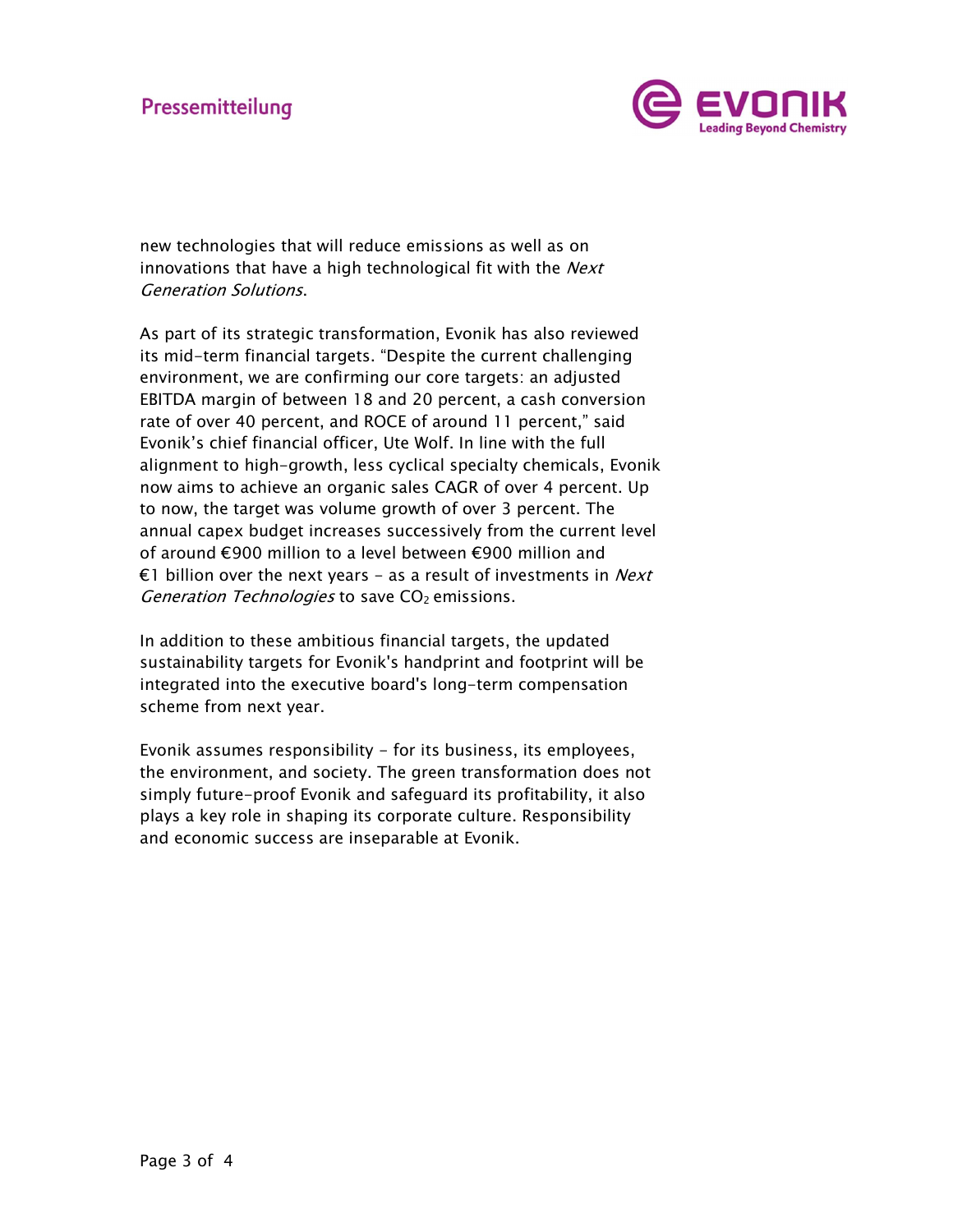new technologies that will reduce emissions as well as on innovations that have a high technological fit with the *Next Generation Solutions*.

As part of its strategic transformation, Evonik has also reviewed its mid-term financial targets. "Despite the current challenging environment, we are confirming our core targets: an adjusted EBITDA margin of between 18 and 20 percent, a cash conversion rate of over 40 percent, and ROCE of around 11 percent," said Evonik's chief financial officer, Ute Wolf. In line with the full alignment to high-growth, less cyclical specialty chemicals, Evonik now aims to achieve an organic sales CAGR of over 4 percent. Up to now, the target was volume growth of over 3 percent. The annual capex budget increases successively from the current level of around €900 million to a level between €900 million and €1 billion over the next years – as a result of investments in *Next Generation Technologies* to save $CO_2$ emissions.

In addition to these ambitious financial targets, the updated sustainability targets for Evonik's handprint and footprint will be integrated into the executive board's long-term compensation scheme from next year.

Evonik assumes responsibility – for its business, its employees, the environment, and society. The green transformation does not simply future-proof Evonik and safeguard its profitability, it also plays a key role in shaping its corporate culture. Responsibility and economic success are inseparable at Evonik.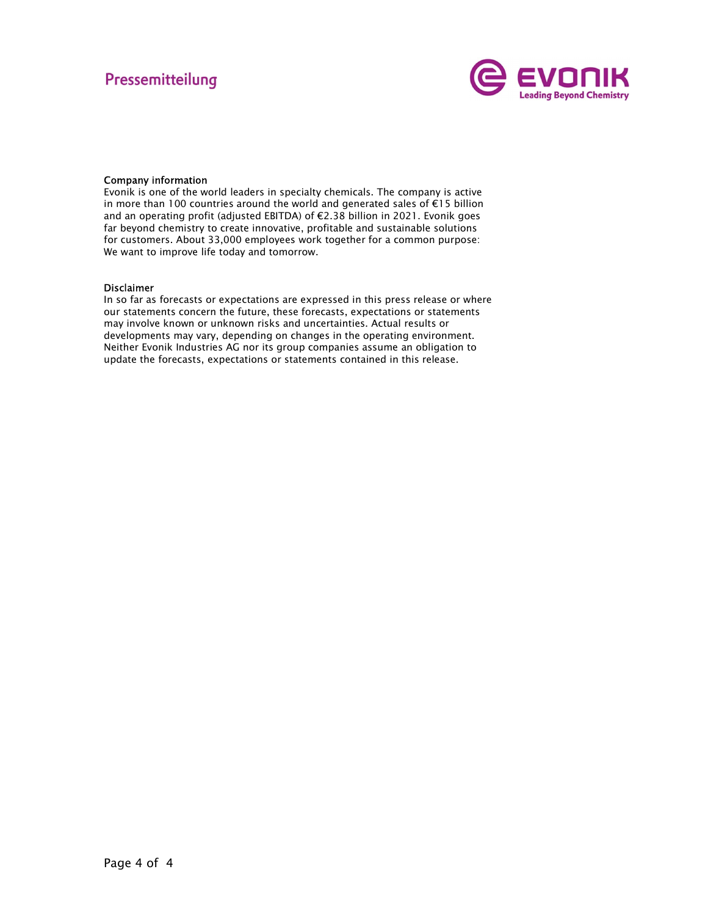**Company information**
Evonik is one of the world leaders in specialty chemicals. The company is active in more than 100 countries around the world and generated sales of €15 billion and an operating profit (adjusted EBITDA) of €2.38 billion in 2021. Evonik goes far beyond chemistry to create innovative, profitable and sustainable solutions for customers. About 33,000 employees work together for a common purpose: We want to improve life today and tomorrow.

**Disclaimer**
In so far as forecasts or expectations are expressed in this press release or where our statements concern the future, these forecasts, expectations or statements may involve known or unknown risks and uncertainties. Actual results or developments may vary, depending on changes in the operating environment. Neither Evonik Industries AG nor its group companies assume an obligation to update the forecasts, expectations or statements contained in this release.